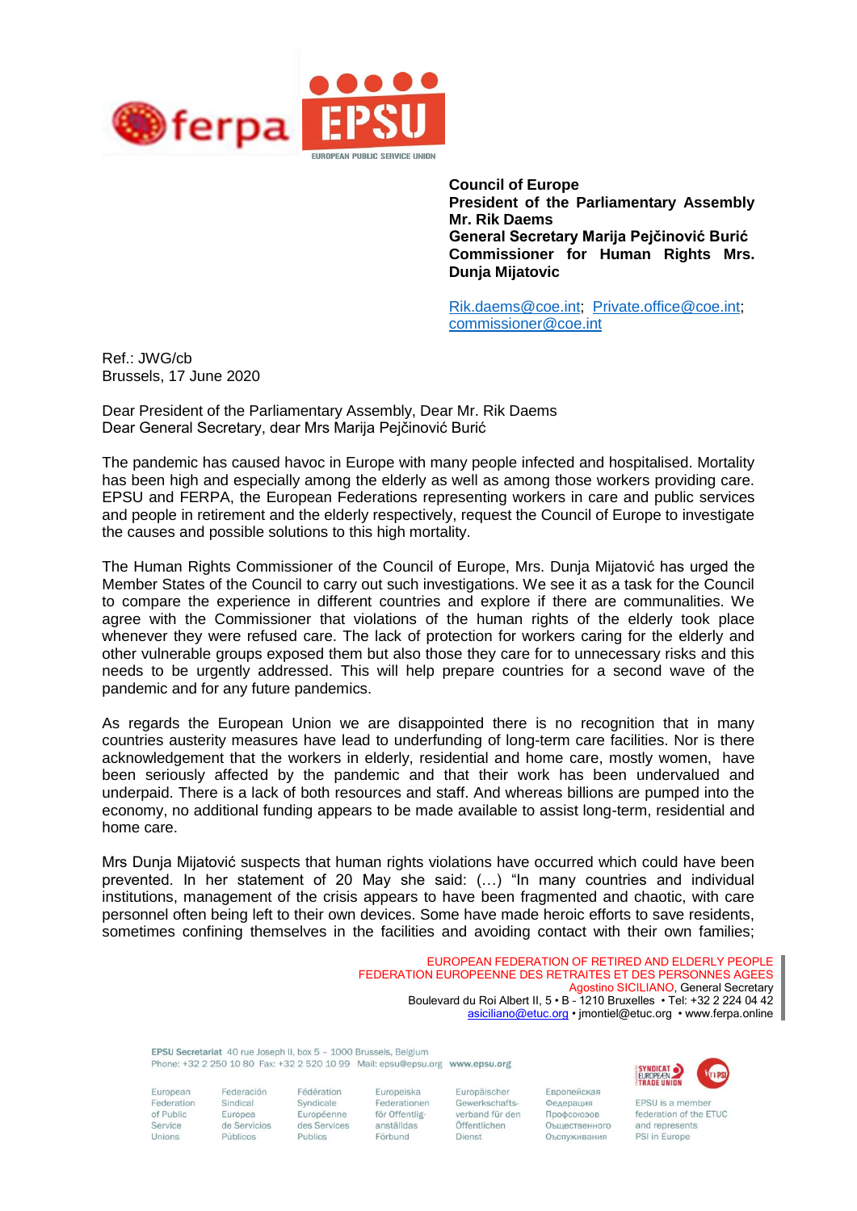**Council of Europe**
**President of the Parliamentary Assembly Mr. Rik Daems**
**General Secretary Marija Pejčinović Burić**
**Commissioner for Human Rights Mrs. Dunja Mijatovic**

Rik.daems@coe.int; Private.office@coe.int; commissioner@coe.int

Ref.: JWG/cb
Brussels, 17 June 2020

Dear President of the Parliamentary Assembly, Dear Mr. Rik Daems
Dear General Secretary, dear Mrs Marija Pejčinović Burić

The pandemic has caused havoc in Europe with many people infected and hospitalised. Mortality has been high and especially among the elderly as well as among those workers providing care. EPSU and FERPA, the European Federations representing workers in care and public services and people in retirement and the elderly respectively, request the Council of Europe to investigate the causes and possible solutions to this high mortality.

The Human Rights Commissioner of the Council of Europe, Mrs. Dunja Mijatović has urged the Member States of the Council to carry out such investigations. We see it as a task for the Council to compare the experience in different countries and explore if there are communalities. We agree with the Commissioner that violations of the human rights of the elderly took place whenever they were refused care. The lack of protection for workers caring for the elderly and other vulnerable groups exposed them but also those they care for to unnecessary risks and this needs to be urgently addressed. This will help prepare countries for a second wave of the pandemic and for any future pandemics.

As regards the European Union we are disappointed there is no recognition that in many countries austerity measures have lead to underfunding of long-term care facilities. Nor is there acknowledgement that the workers in elderly, residential and home care, mostly women, have been seriously affected by the pandemic and that their work has been undervalued and underpaid. There is a lack of both resources and staff. And whereas billions are pumped into the economy, no additional funding appears to be made available to assist long-term, residential and home care.

Mrs Dunja Mijatović suspects that human rights violations have occurred which could have been prevented. In her statement of 20 May she said: (…) "In many countries and individual institutions, management of the crisis appears to have been fragmented and chaotic, with care personnel often being left to their own devices. Some have made heroic efforts to save residents, sometimes confining themselves in the facilities and avoiding contact with their own families;

EUROPEAN FEDERATION OF RETIRED AND ELDERLY PEOPLE
FEDERATION EUROPEENNE DES RETRAITES ET DES PERSONNES AGEES
Agostino SICILIANO, General Secretary
Boulevard du Roi Albert II, 5 • B - 1210 Bruxelles • Tel: +32 2 224 04 42
asiciliano@etuc.org • jmontiel@etuc.org • www.ferpa.online

EPSU Secretariat 40 rue Joseph II, box 5 – 1000 Brussels, Belgium
Phone: +32 2 250 10 80 Fax: +32 2 520 10 99 Mail: epsu@epsu.org www.epsu.org

European Federation of Public Service Unions • Federación Sindical Europea de Servicios Públicos • Fédération Syndicale Européenne des Services Publics • Europeiska Federationen för Offentliganställdas Förbund • Europäischer Gewerkschaftsverband für den Öffentlichen Dienst • Европейская Федерация Профсоюзов Общественного Обслуживания

EPSU is a member federation of the ETUC and represents PSI in Europe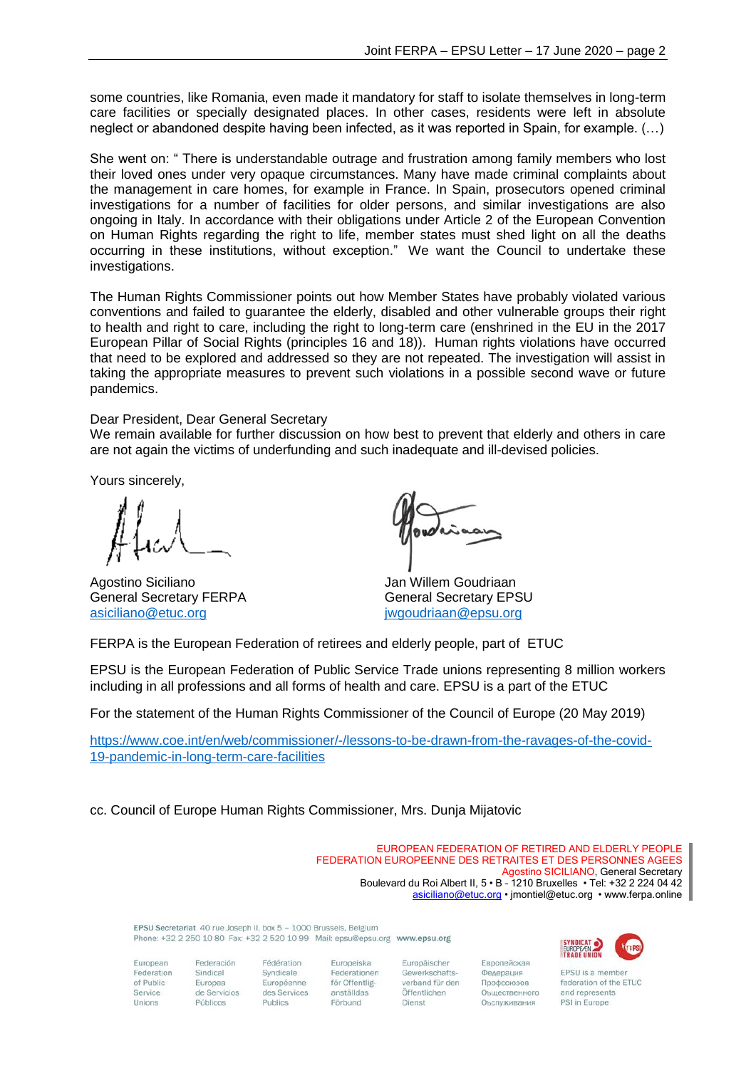some countries, like Romania, even made it mandatory for staff to isolate themselves in long-term care facilities or specially designated places. In other cases, residents were left in absolute neglect or abandoned despite having been infected, as it was reported in Spain, for example. (…)

She went on: " There is understandable outrage and frustration among family members who lost their loved ones under very opaque circumstances. Many have made criminal complaints about the management in care homes, for example in France. In Spain, prosecutors opened criminal investigations for a number of facilities for older persons, and similar investigations are also ongoing in Italy. In accordance with their obligations under Article 2 of the European Convention on Human Rights regarding the right to life, member states must shed light on all the deaths occurring in these institutions, without exception." We want the Council to undertake these investigations.

The Human Rights Commissioner points out how Member States have probably violated various conventions and failed to guarantee the elderly, disabled and other vulnerable groups their right to health and right to care, including the right to long-term care (enshrined in the EU in the 2017 European Pillar of Social Rights (principles 16 and 18)). Human rights violations have occurred that need to be explored and addressed so they are not repeated. The investigation will assist in taking the appropriate measures to prevent such violations in a possible second wave or future pandemics.

Dear President, Dear General Secretary
We remain available for further discussion on how best to prevent that elderly and others in care are not again the victims of underfunding and such inadequate and ill-devised policies.

Yours sincerely,

Agostino Siciliano
General Secretary FERPA
asiciliano@etuc.org

Jan Willem Goudriaan
General Secretary EPSU
jwgoudriaan@epsu.org

FERPA is the European Federation of retirees and elderly people, part of ETUC

EPSU is the European Federation of Public Service Trade unions representing 8 million workers including in all professions and all forms of health and care. EPSU is a part of the ETUC

For the statement of the Human Rights Commissioner of the Council of Europe (20 May 2019)

https://www.coe.int/en/web/commissioner/-/lessons-to-be-drawn-from-the-ravages-of-the-covid-19-pandemic-in-long-term-care-facilities

cc. Council of Europe Human Rights Commissioner, Mrs. Dunja Mijatovic

EUROPEAN FEDERATION OF RETIRED AND ELDERLY PEOPLE
FEDERATION EUROPEENNE DES RETRAITES ET DES PERSONNES AGEES
Agostino SICILIANO, General Secretary
Boulevard du Roi Albert II, 5 • B - 1210 Bruxelles • Tel: +32 2 224 04 42
asiciliano@etuc.org • jmontiel@etuc.org • www.ferpa.online

EPSU Secretariat 40 rue Joseph II, box 5 – 1000 Brussels, Belgium
Phone: +32 2 250 10 80 Fax: +32 2 520 10 99 Mail: epsu@epsu.org www.epsu.org

European Federation of Public Service Unions · Federación Sindical Europea de Servicios Públicos · Fédération Syndicale Européenne des Services Publics · Europeiska Federationen för Offentliganställdas Förbund · Europäischer Gewerkschaftsverband für den Öffentlichen Dienst · Европейская Федерация Профсоюзов Общественного Обслуживания

EPSU is a member federation of the ETUC and represents PSI in Europe